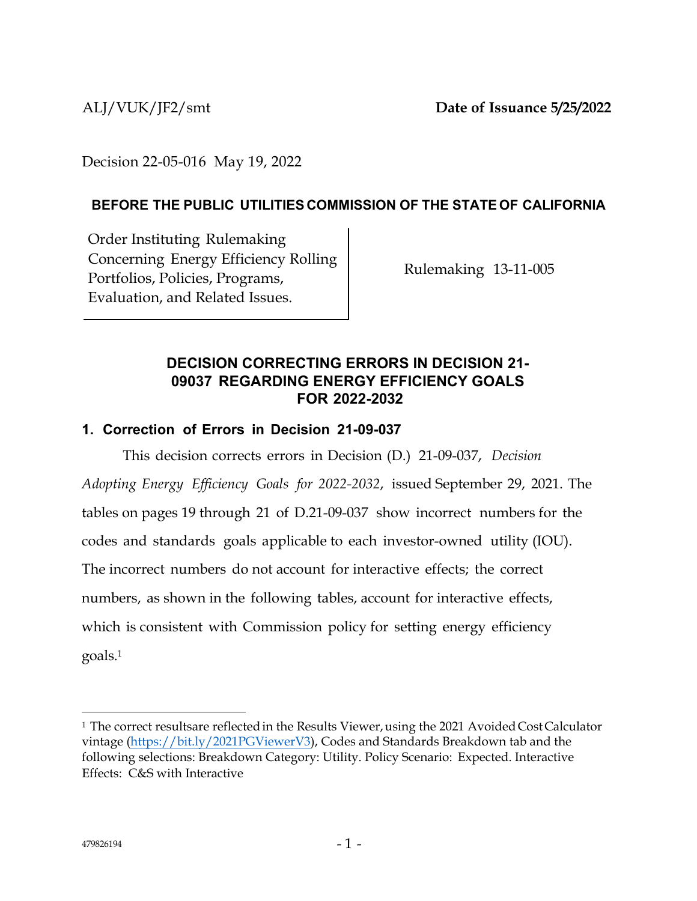ALJ/VUK/JF2/smt **Date of Issuance 5/25/2022**

Decision 22-05-016 May 19, 2022

**BEFORE THE PUBLIC UTILITIES COMMISSION OF THE STATE OF CALIFORNIA**

| Order Instituting Rulemaking Concerning Energy Efficiency Rolling Portfolios, Policies, Programs, Evaluation, and Related Issues. | Rulemaking 13-11-005 |
| --- | --- |

## DECISION CORRECTING ERRORS IN DECISION 21-09037 REGARDING ENERGY EFFICIENCY GOALS FOR 2022-2032

### 1. Correction of Errors in Decision 21-09-037

This decision corrects errors in Decision (D.) 21-09-037, *Decision Adopting Energy Efficiency Goals for 2022-2032*, issued September 29, 2021. The tables on pages 19 through 21 of D.21-09-037 show incorrect numbers for the codes and standards goals applicable to each investor-owned utility (IOU). The incorrect numbers do not account for interactive effects; the correct numbers, as shown in the following tables, account for interactive effects, which is consistent with Commission policy for setting energy efficiency goals.[1]

---

[1] The correct resultsare reflected in the Results Viewer, using the 2021 Avoided Cost Calculator vintage (https://bit.ly/2021PGViewerV3), Codes and Standards Breakdown tab and the following selections: Breakdown Category: Utility. Policy Scenario: Expected. Interactive Effects: C&S with Interactive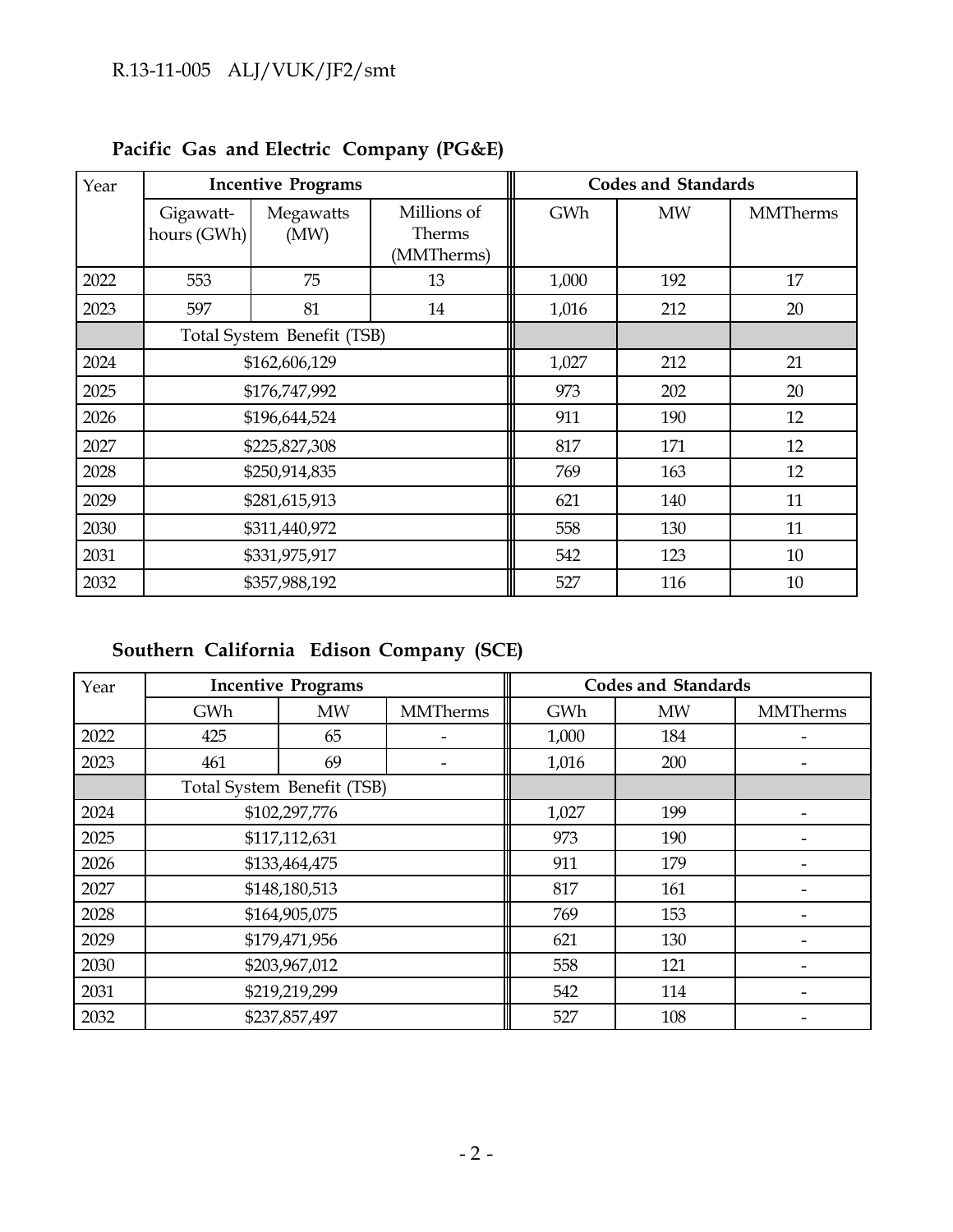**Pacific Gas and Electric Company (PG&E)**

| Year | Incentive Programs | | | Codes and Standards | | |
|---|---|---|---|---|---|---|
| | Gigawatt-hours (GWh) | Megawatts (MW) | Millions of Therms (MMTherms) | GWh | MW | MMTherms |
| 2022 | 553 | 75 | 13 | 1,000 | 192 | 17 |
| 2023 | 597 | 81 | 14 | 1,016 | 212 | 20 |
| | Total System Benefit (TSB) | | | | | |
| 2024 | $162,606,129 | | | 1,027 | 212 | 21 |
| 2025 | $176,747,992 | | | 973 | 202 | 20 |
| 2026 | $196,644,524 | | | 911 | 190 | 12 |
| 2027 | $225,827,308 | | | 817 | 171 | 12 |
| 2028 | $250,914,835 | | | 769 | 163 | 12 |
| 2029 | $281,615,913 | | | 621 | 140 | 11 |
| 2030 | $311,440,972 | | | 558 | 130 | 11 |
| 2031 | $331,975,917 | | | 542 | 123 | 10 |
| 2032 | $357,988,192 | | | 527 | 116 | 10 |

**Southern California Edison Company (SCE)**

| Year | Incentive Programs | | | Codes and Standards | | |
|---|---|---|---|---|---|---|
| | GWh | MW | MMTherms | GWh | MW | MMTherms |
| 2022 | 425 | 65 | - | 1,000 | 184 | - |
| 2023 | 461 | 69 | - | 1,016 | 200 | - |
| | Total System Benefit (TSB) | | | | | |
| 2024 | $102,297,776 | | | 1,027 | 199 | - |
| 2025 | $117,112,631 | | | 973 | 190 | - |
| 2026 | $133,464,475 | | | 911 | 179 | - |
| 2027 | $148,180,513 | | | 817 | 161 | - |
| 2028 | $164,905,075 | | | 769 | 153 | - |
| 2029 | $179,471,956 | | | 621 | 130 | - |
| 2030 | $203,967,012 | | | 558 | 121 | - |
| 2031 | $219,219,299 | | | 542 | 114 | - |
| 2032 | $237,857,497 | | | 527 | 108 | - |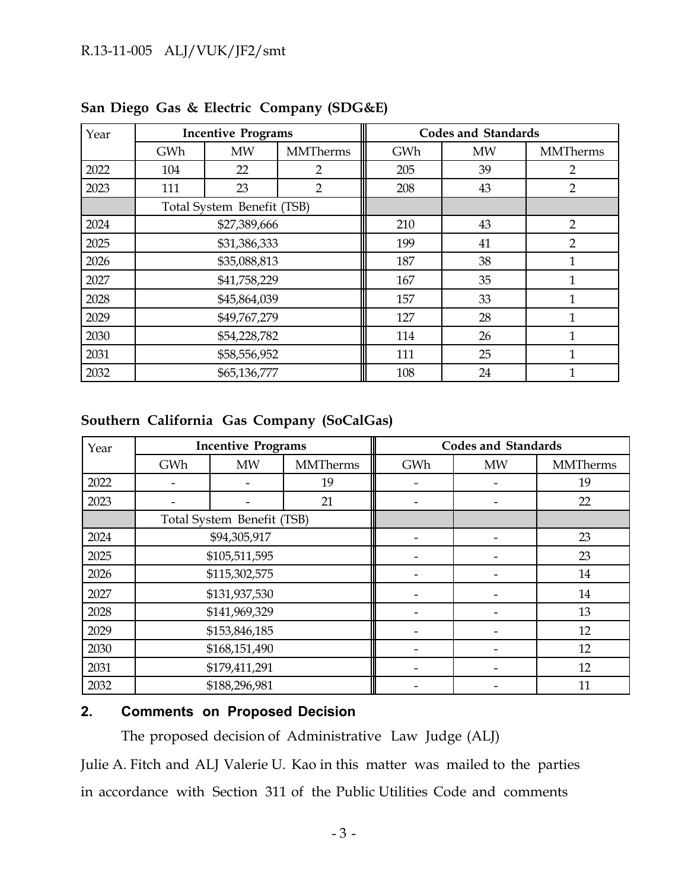**San Diego Gas & Electric Company (SDG&E)**

| Year | Incentive Programs | | | Codes and Standards | | |
|---|---|---|---|---|---|---|
| | GWh | MW | MMTherms | GWh | MW | MMTherms |
| 2022 | 104 | 22 | 2 | 205 | 39 | 2 |
| 2023 | 111 | 23 | 2 | 208 | 43 | 2 |
| | Total System Benefit (TSB) | | | | | |
| 2024 | $27,389,666 | | | 210 | 43 | 2 |
| 2025 | $31,386,333 | | | 199 | 41 | 2 |
| 2026 | $35,088,813 | | | 187 | 38 | 1 |
| 2027 | $41,758,229 | | | 167 | 35 | 1 |
| 2028 | $45,864,039 | | | 157 | 33 | 1 |
| 2029 | $49,767,279 | | | 127 | 28 | 1 |
| 2030 | $54,228,782 | | | 114 | 26 | 1 |
| 2031 | $58,556,952 | | | 111 | 25 | 1 |
| 2032 | $65,136,777 | | | 108 | 24 | 1 |

**Southern California Gas Company (SoCalGas)**

| Year | Incentive Programs | | | Codes and Standards | | |
|---|---|---|---|---|---|---|
| | GWh | MW | MMTherms | GWh | MW | MMTherms |
| 2022 | - | - | 19 | - | - | 19 |
| 2023 | - | - | 21 | - | - | 22 |
| | Total System Benefit (TSB) | | | | | |
| 2024 | $94,305,917 | | | - | - | 23 |
| 2025 | $105,511,595 | | | - | - | 23 |
| 2026 | $115,302,575 | | | - | - | 14 |
| 2027 | $131,937,530 | | | - | - | 14 |
| 2028 | $141,969,329 | | | - | - | 13 |
| 2029 | $153,846,185 | | | - | - | 12 |
| 2030 | $168,151,490 | | | - | - | 12 |
| 2031 | $179,411,291 | | | - | - | 12 |
| 2032 | $188,296,981 | | | - | - | 11 |

## 2. Comments on Proposed Decision

The proposed decision of Administrative Law Judge (ALJ) Julie A. Fitch and ALJ Valerie U. Kao in this matter was mailed to the parties in accordance with Section 311 of the Public Utilities Code and comments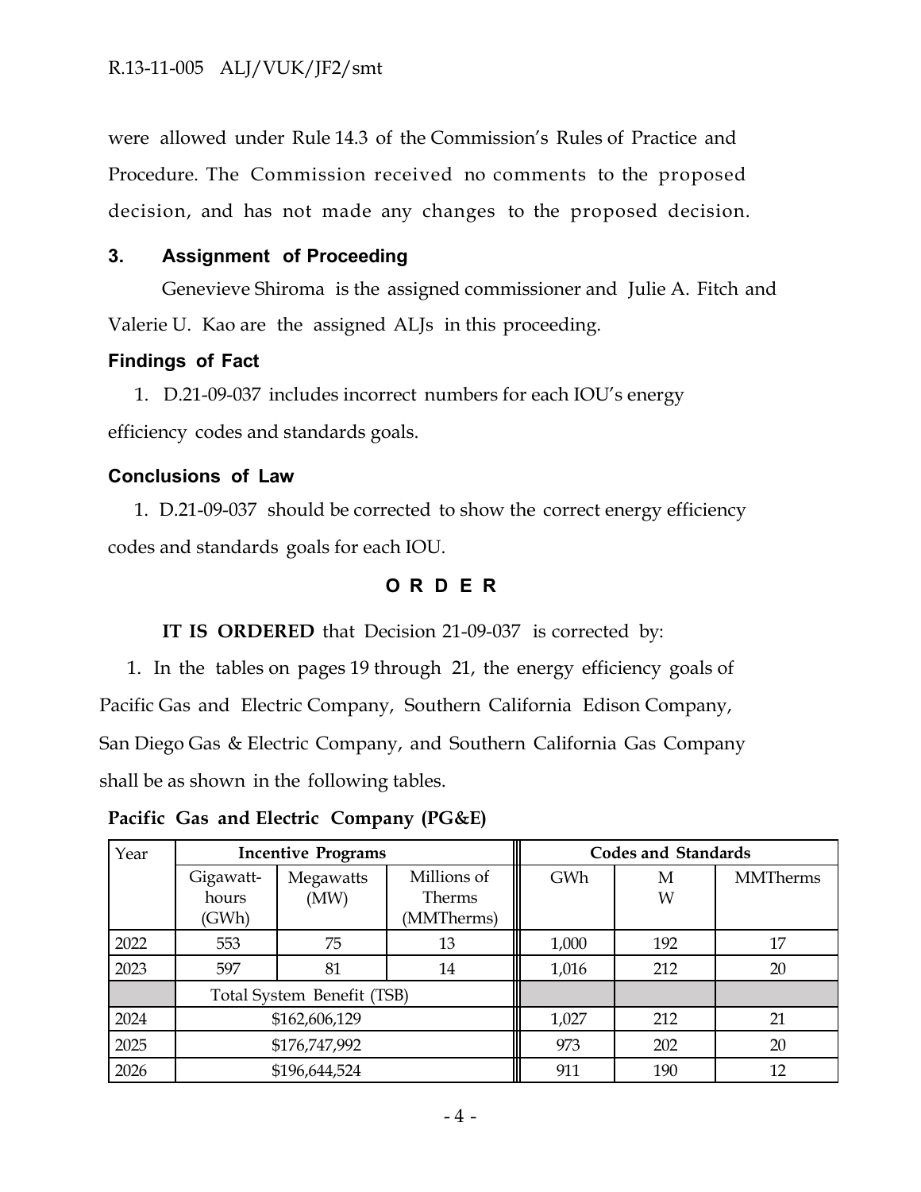were allowed under Rule 14.3 of the Commission's Rules of Practice and Procedure. The Commission received no comments to the proposed decision, and has not made any changes to the proposed decision.

### 3. Assignment of Proceeding

Genevieve Shiroma is the assigned commissioner and Julie A. Fitch and Valerie U. Kao are the assigned ALJs in this proceeding.

### Findings of Fact

1. D.21-09-037 includes incorrect numbers for each IOU's energy efficiency codes and standards goals.

### Conclusions of Law

1. D.21-09-037 should be corrected to show the correct energy efficiency codes and standards goals for each IOU.

## O R D E R

**IT IS ORDERED** that Decision 21-09-037 is corrected by:

1. In the tables on pages 19 through 21, the energy efficiency goals of Pacific Gas and Electric Company, Southern California Edison Company, San Diego Gas & Electric Company, and Southern California Gas Company shall be as shown in the following tables.

**Pacific Gas and Electric Company (PG&E)**

| Year | Incentive Programs | | | Codes and Standards | | |
|---|---|---|---|---|---|---|
| | Gigawatt-hours (GWh) | Megawatts (MW) | Millions of Therms (MMTherms) | GWh | MW | MMTherms |
| 2022 | 553 | 75 | 13 | 1,000 | 192 | 17 |
| 2023 | 597 | 81 | 14 | 1,016 | 212 | 20 |
| | Total System Benefit (TSB) | | | | | |
| 2024 | $162,606,129 | | | 1,027 | 212 | 21 |
| 2025 | $176,747,992 | | | 973 | 202 | 20 |
| 2026 | $196,644,524 | | | 911 | 190 | 12 |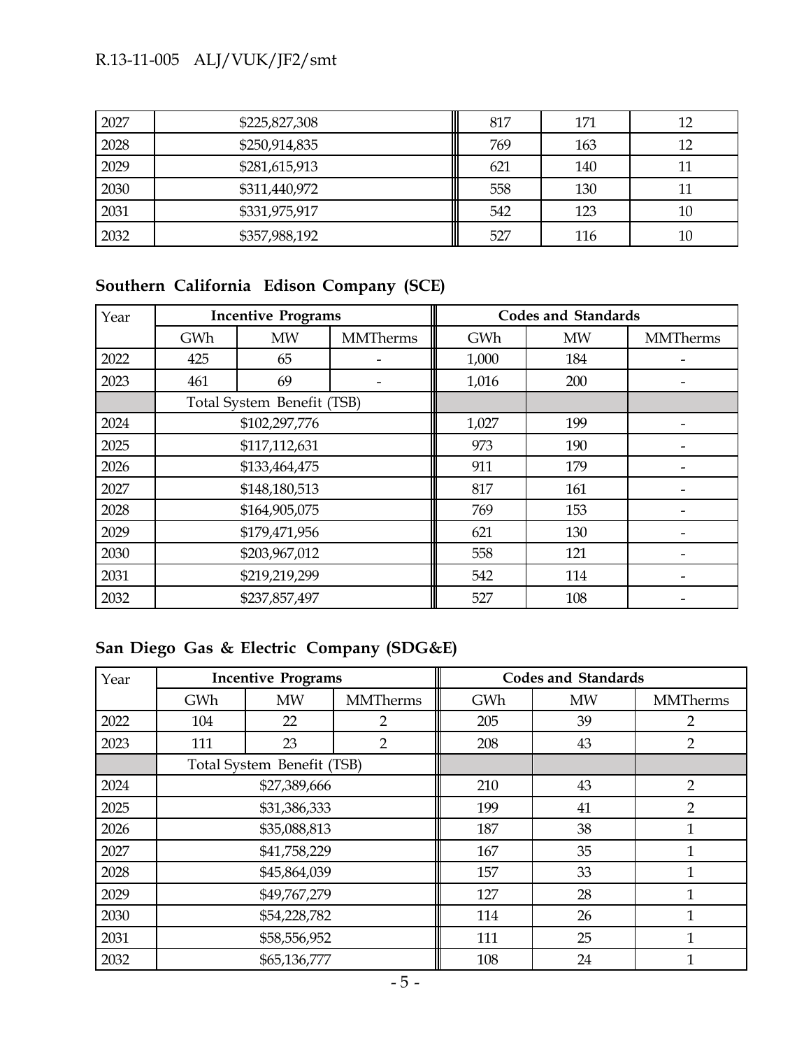| 2027 | $225,827,308 | 817 | 171 | 12 |
|---|---|---|---|---|
| 2028 | $250,914,835 | 769 | 163 | 12 |
| 2029 | $281,615,913 | 621 | 140 | 11 |
| 2030 | $311,440,972 | 558 | 130 | 11 |
| 2031 | $331,975,917 | 542 | 123 | 10 |
| 2032 | $357,988,192 | 527 | 116 | 10 |

## Southern California Edison Company (SCE)

| Year | Incentive Programs | | | Codes and Standards | | |
|---|---|---|---|---|---|---|
| | GWh | MW | MMTherms | GWh | MW | MMTherms |
| 2022 | 425 | 65 | - | 1,000 | 184 | - |
| 2023 | 461 | 69 | - | 1,016 | 200 | - |
| | Total System Benefit (TSB) | | | | | |
| 2024 | $102,297,776 | | | 1,027 | 199 | - |
| 2025 | $117,112,631 | | | 973 | 190 | - |
| 2026 | $133,464,475 | | | 911 | 179 | - |
| 2027 | $148,180,513 | | | 817 | 161 | - |
| 2028 | $164,905,075 | | | 769 | 153 | - |
| 2029 | $179,471,956 | | | 621 | 130 | - |
| 2030 | $203,967,012 | | | 558 | 121 | - |
| 2031 | $219,219,299 | | | 542 | 114 | - |
| 2032 | $237,857,497 | | | 527 | 108 | - |

## San Diego Gas & Electric Company (SDG&E)

| Year | Incentive Programs | | | Codes and Standards | | |
|---|---|---|---|---|---|---|
| | GWh | MW | MMTherms | GWh | MW | MMTherms |
| 2022 | 104 | 22 | 2 | 205 | 39 | 2 |
| 2023 | 111 | 23 | 2 | 208 | 43 | 2 |
| | Total System Benefit (TSB) | | | | | |
| 2024 | $27,389,666 | | | 210 | 43 | 2 |
| 2025 | $31,386,333 | | | 199 | 41 | 2 |
| 2026 | $35,088,813 | | | 187 | 38 | 1 |
| 2027 | $41,758,229 | | | 167 | 35 | 1 |
| 2028 | $45,864,039 | | | 157 | 33 | 1 |
| 2029 | $49,767,279 | | | 127 | 28 | 1 |
| 2030 | $54,228,782 | | | 114 | 26 | 1 |
| 2031 | $58,556,952 | | | 111 | 25 | 1 |
| 2032 | $65,136,777 | | | 108 | 24 | 1 |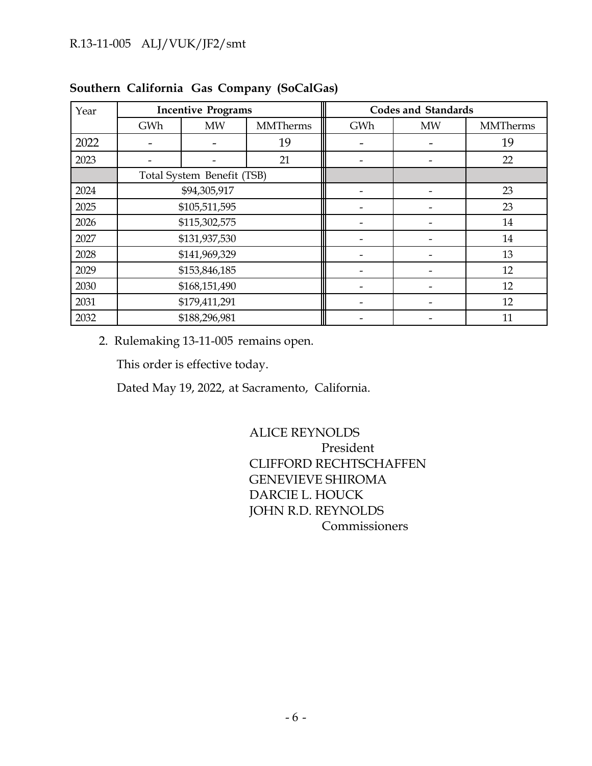**Southern California Gas Company (SoCalGas)**

| Year | Incentive Programs | | | Codes and Standards | | |
|---|---|---|---|---|---|---|
| | GWh | MW | MMTherms | GWh | MW | MMTherms |
| 2022 | - | - | 19 | - | - | 19 |
| 2023 | - | - | 21 | - | - | 22 |
| | Total System Benefit (TSB) | | | | | |
| 2024 | $94,305,917 | | | - | - | 23 |
| 2025 | $105,511,595 | | | - | - | 23 |
| 2026 | $115,302,575 | | | - | - | 14 |
| 2027 | $131,937,530 | | | - | - | 14 |
| 2028 | $141,969,329 | | | - | - | 13 |
| 2029 | $153,846,185 | | | - | - | 12 |
| 2030 | $168,151,490 | | | - | - | 12 |
| 2031 | $179,411,291 | | | - | - | 12 |
| 2032 | $188,296,981 | | | - | - | 11 |

2. Rulemaking 13-11-005 remains open.

This order is effective today.

Dated May 19, 2022, at Sacramento, California.

ALICE REYNOLDS
President
CLIFFORD RECHTSCHAFFEN
GENEVIEVE SHIROMA
DARCIE L. HOUCK
JOHN R.D. REYNOLDS
Commissioners